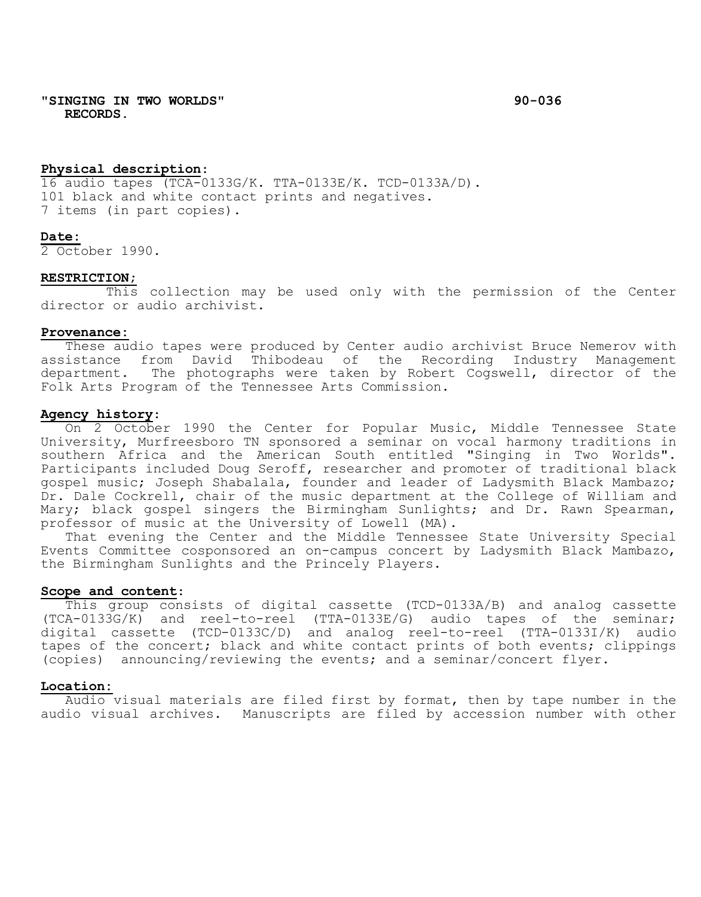**"SINGING IN TWO WORLDS" RECORDS.** **90-036**

**Physical description:**
16 audio tapes (TCA-0133G/K. TTA-0133E/K. TCD-0133A/D).
101 black and white contact prints and negatives.
7 items (in part copies).

**Date:**
2 October 1990.

**RESTRICTION;**
This collection may be used only with the permission of the Center director or audio archivist.

**Provenance:**
These audio tapes were produced by Center audio archivist Bruce Nemerov with assistance from David Thibodeau of the Recording Industry Management department. The photographs were taken by Robert Cogswell, director of the Folk Arts Program of the Tennessee Arts Commission.

**Agency history:**
On 2 October 1990 the Center for Popular Music, Middle Tennessee State University, Murfreesboro TN sponsored a seminar on vocal harmony traditions in southern Africa and the American South entitled "Singing in Two Worlds". Participants included Doug Seroff, researcher and promoter of traditional black gospel music; Joseph Shabalala, founder and leader of Ladysmith Black Mambazo; Dr. Dale Cockrell, chair of the music department at the College of William and Mary; black gospel singers the Birmingham Sunlights; and Dr. Rawn Spearman, professor of music at the University of Lowell (MA).

That evening the Center and the Middle Tennessee State University Special Events Committee cosponsored an on-campus concert by Ladysmith Black Mambazo, the Birmingham Sunlights and the Princely Players.

**Scope and content:**
This group consists of digital cassette (TCD-0133A/B) and analog cassette (TCA-0133G/K) and reel-to-reel (TTA-0133E/G) audio tapes of the seminar; digital cassette (TCD-0133C/D) and analog reel-to-reel (TTA-0133I/K) audio tapes of the concert; black and white contact prints of both events; clippings (copies) announcing/reviewing the events; and a seminar/concert flyer.

**Location:**
Audio visual materials are filed first by format, then by tape number in the audio visual archives. Manuscripts are filed by accession number with other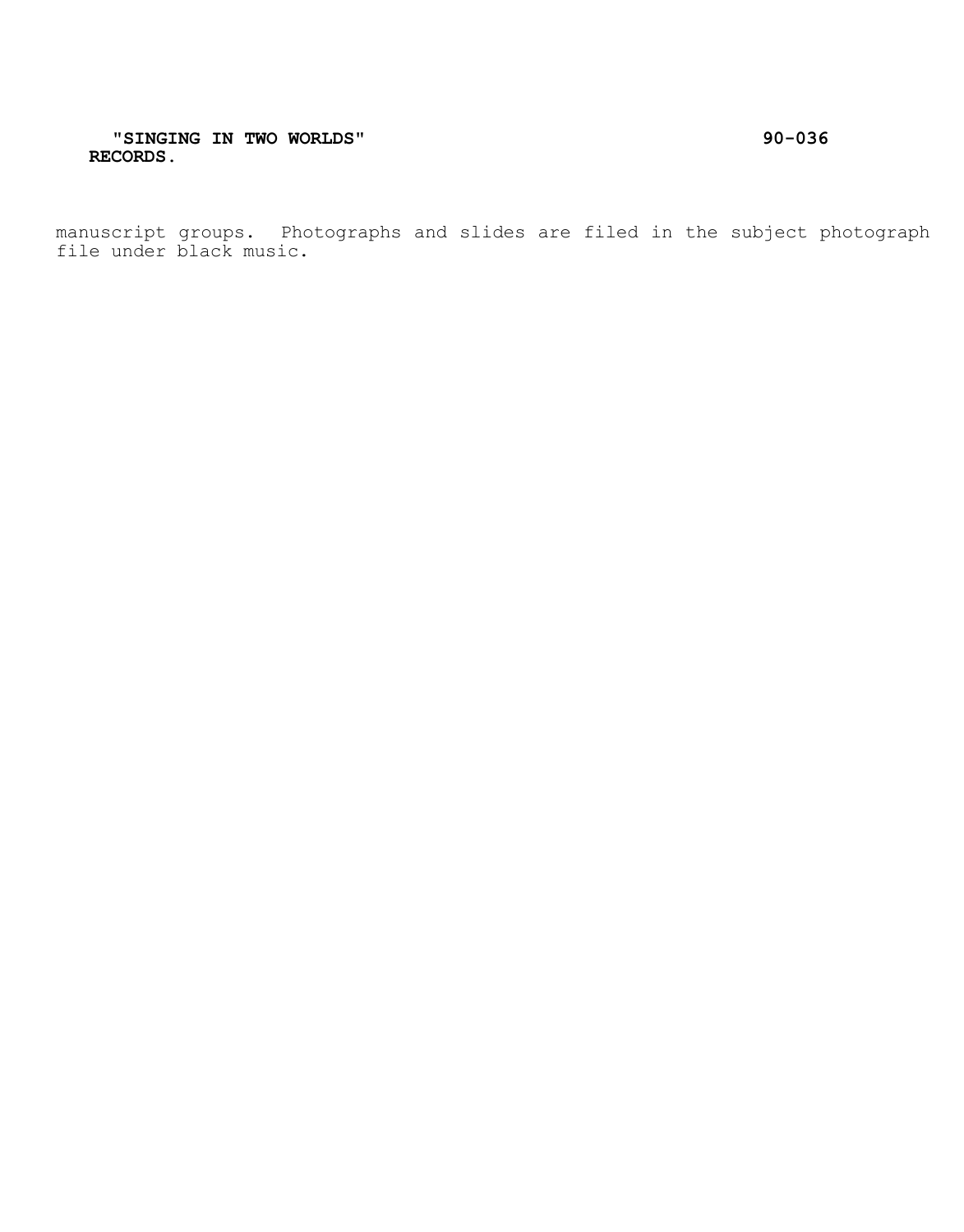manuscript groups. Photographs and slides are filed in the subject photograph file under black music.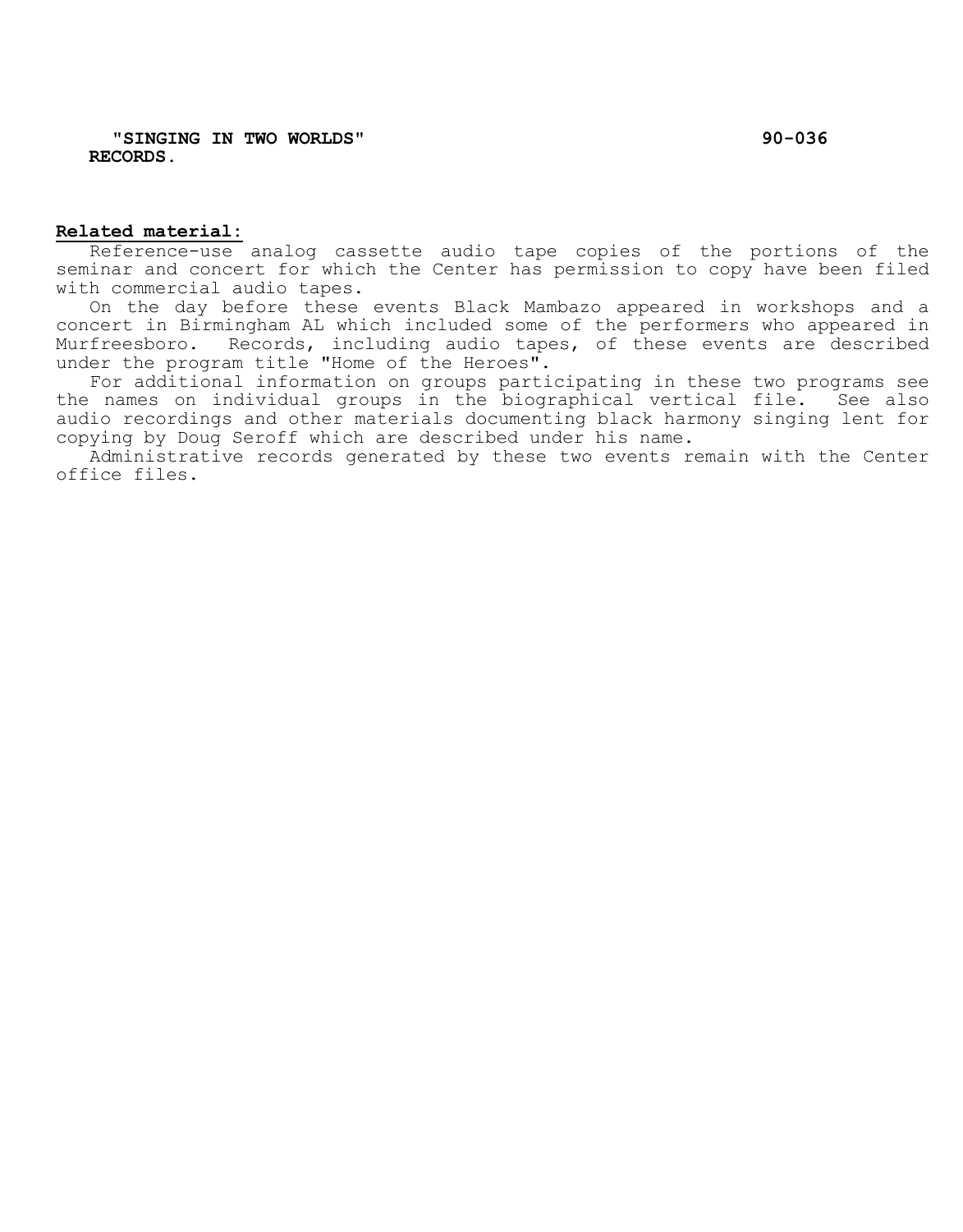**Related material:**

Reference-use analog cassette audio tape copies of the portions of the seminar and concert for which the Center has permission to copy have been filed with commercial audio tapes.

On the day before these events Black Mambazo appeared in workshops and a concert in Birmingham AL which included some of the performers who appeared in Murfreesboro. Records, including audio tapes, of these events are described under the program title "Home of the Heroes".

For additional information on groups participating in these two programs see the names on individual groups in the biographical vertical file. See also audio recordings and other materials documenting black harmony singing lent for copying by Doug Seroff which are described under his name.

Administrative records generated by these two events remain with the Center office files.